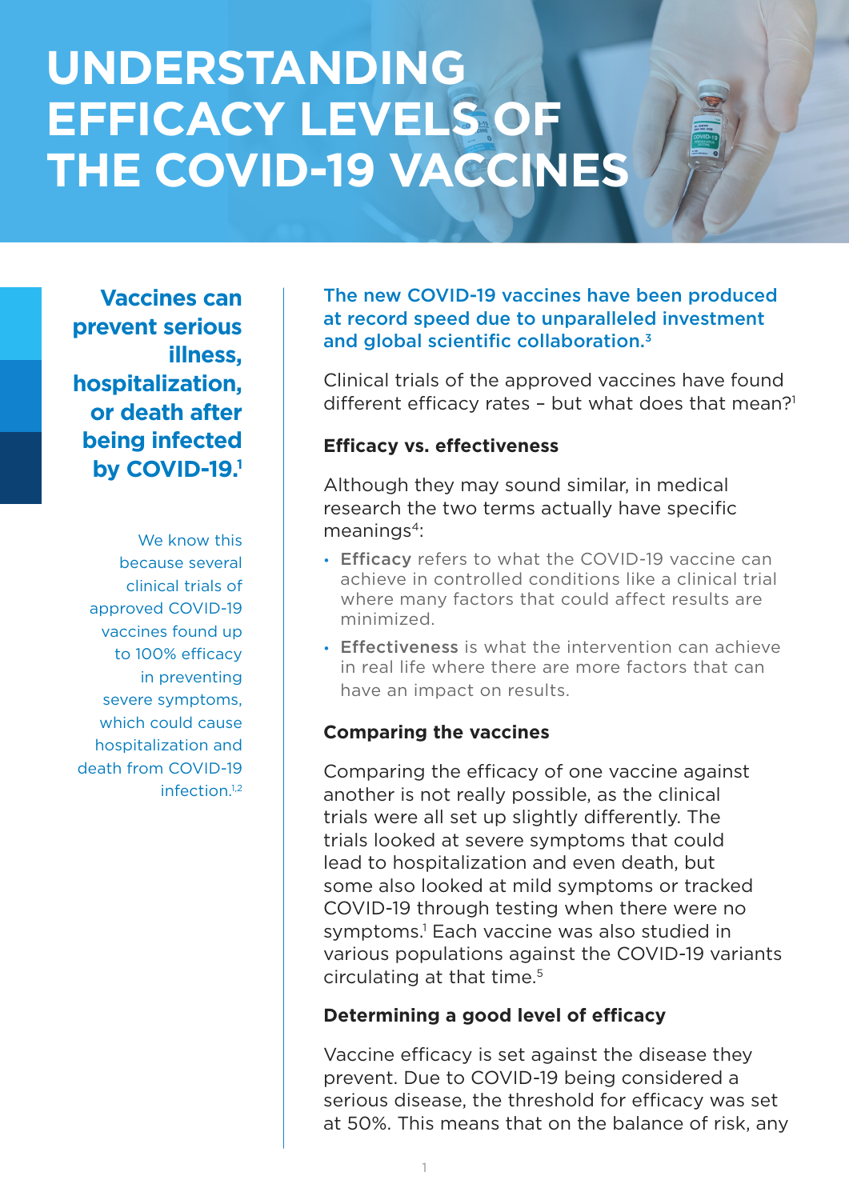# UNDERSTANDING EFFICACY LEVELS OF THE COVID-19 VACCINES

**Vaccines can prevent serious illness, hospitalization, or death after being infected by COVID-19.**[1]

We know this because several clinical trials of approved COVID-19 vaccines found up to 100% efficacy in preventing severe symptoms, which could cause hospitalization and death from COVID-19 infection.[1,2]

**The new COVID-19 vaccines have been produced at record speed due to unparalleled investment and global scientific collaboration.**[3]

Clinical trials of the approved vaccines have found different efficacy rates – but what does that mean?[1]

### Efficacy vs. effectiveness

Although they may sound similar, in medical research the two terms actually have specific meanings[4]:

- **Efficacy** refers to what the COVID-19 vaccine can achieve in controlled conditions like a clinical trial where many factors that could affect results are minimized.
- **Effectiveness** is what the intervention can achieve in real life where there are more factors that can have an impact on results.

### Comparing the vaccines

Comparing the efficacy of one vaccine against another is not really possible, as the clinical trials were all set up slightly differently. The trials looked at severe symptoms that could lead to hospitalization and even death, but some also looked at mild symptoms or tracked COVID-19 through testing when there were no symptoms.[1] Each vaccine was also studied in various populations against the COVID-19 variants circulating at that time.[5]

### Determining a good level of efficacy

Vaccine efficacy is set against the disease they prevent. Due to COVID-19 being considered a serious disease, the threshold for efficacy was set at 50%. This means that on the balance of risk, any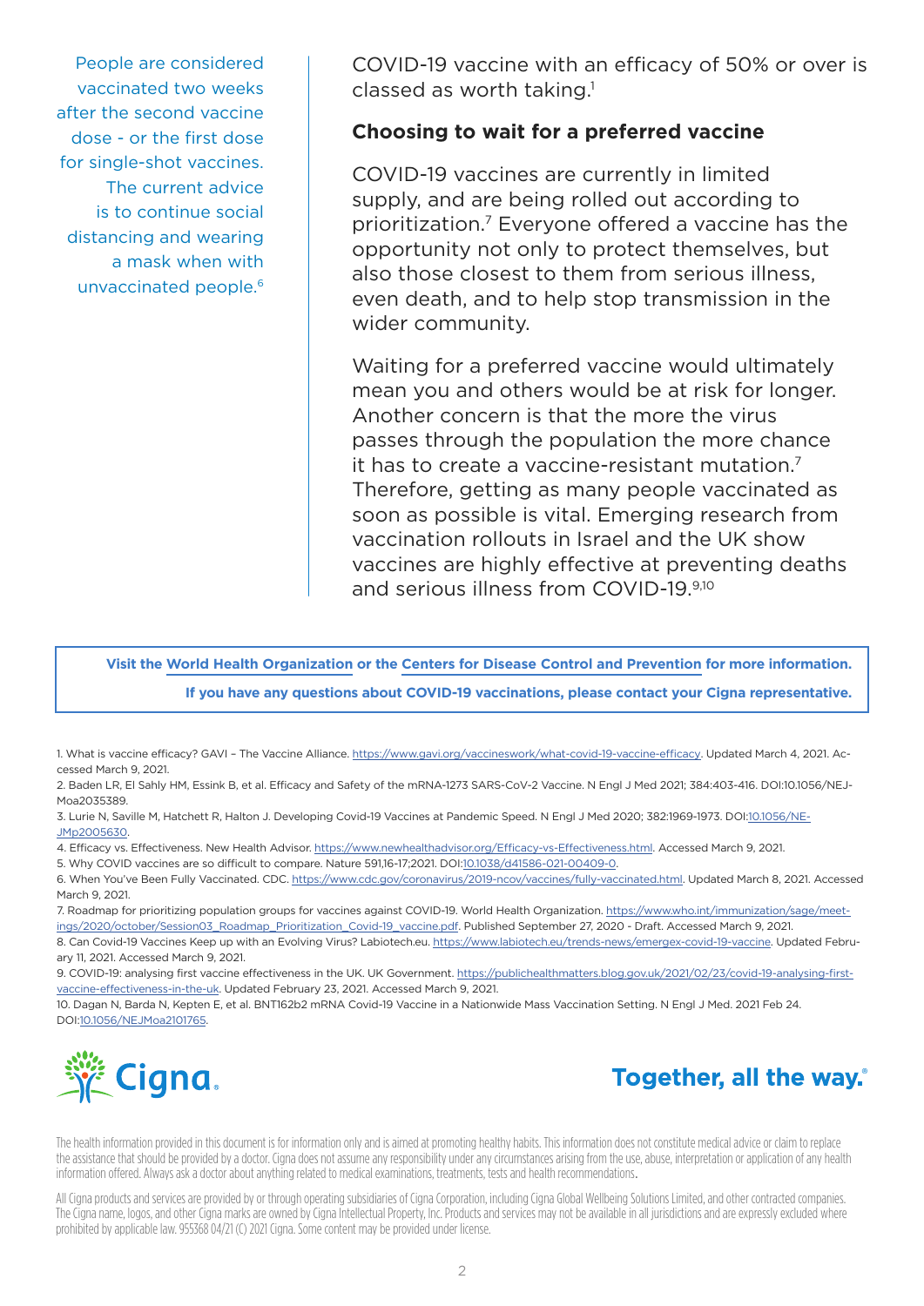People are considered vaccinated two weeks after the second vaccine dose - or the first dose for single-shot vaccines. The current advice is to continue social distancing and wearing a mask when with unvaccinated people.[6]

COVID-19 vaccine with an efficacy of 50% or over is classed as worth taking.[1]

### Choosing to wait for a preferred vaccine

COVID-19 vaccines are currently in limited supply, and are being rolled out according to prioritization.[7] Everyone offered a vaccine has the opportunity not only to protect themselves, but also those closest to them from serious illness, even death, and to help stop transmission in the wider community.

Waiting for a preferred vaccine would ultimately mean you and others would be at risk for longer. Another concern is that the more the virus passes through the population the more chance it has to create a vaccine-resistant mutation.[7] Therefore, getting as many people vaccinated as soon as possible is vital. Emerging research from vaccination rollouts in Israel and the UK show vaccines are highly effective at preventing deaths and serious illness from COVID-19.[9,10]

**Visit the World Health Organization or the Centers for Disease Control and Prevention for more information.**

**If you have any questions about COVID-19 vaccinations, please contact your Cigna representative.**

1. What is vaccine efficacy? GAVI – The Vaccine Alliance. https://www.gavi.org/vaccineswork/what-covid-19-vaccine-efficacy. Updated March 4, 2021. Accessed March 9, 2021.
2. Baden LR, El Sahly HM, Essink B, et al. Efficacy and Safety of the mRNA-1273 SARS-CoV-2 Vaccine. N Engl J Med 2021; 384:403-416. DOI:10.1056/NEJMoa2035389.
3. Lurie N, Saville M, Hatchett R, Halton J. Developing Covid-19 Vaccines at Pandemic Speed. N Engl J Med 2020; 382:1969-1973. DOI:10.1056/NEJMp2005630.
4. Efficacy vs. Effectiveness. New Health Advisor. https://www.newhealthadvisor.org/Efficacy-vs-Effectiveness.html. Accessed March 9, 2021.
5. Why COVID vaccines are so difficult to compare. Nature 591,16-17;2021. DOI:10.1038/d41586-021-00409-0.
6. When You've Been Fully Vaccinated. CDC. https://www.cdc.gov/coronavirus/2019-ncov/vaccines/fully-vaccinated.html. Updated March 8, 2021. Accessed March 9, 2021.
7. Roadmap for prioritizing population groups for vaccines against COVID-19. World Health Organization. https://www.who.int/immunization/sage/meetings/2020/october/Session03_Roadmap_Prioritization_Covid-19_vaccine.pdf. Published September 27, 2020 - Draft. Accessed March 9, 2021.
8. Can Covid-19 Vaccines Keep up with an Evolving Virus? Labiotech.eu. https://www.labiotech.eu/trends-news/emergex-covid-19-vaccine. Updated February 11, 2021. Accessed March 9, 2021.
9. COVID-19: analysing first vaccine effectiveness in the UK. UK Government. https://publichealthmatters.blog.gov.uk/2021/02/23/covid-19-analysing-first-vaccine-effectiveness-in-the-uk. Updated February 23, 2021. Accessed March 9, 2021.
10. Dagan N, Barda N, Kepten E, et al. BNT162b2 mRNA Covid-19 Vaccine in a Nationwide Mass Vaccination Setting. N Engl J Med. 2021 Feb 24. DOI:10.1056/NEJMoa2101765.

Cigna.

Together, all the way.®

The health information provided in this document is for information only and is aimed at promoting healthy habits. This information does not constitute medical advice or claim to replace the assistance that should be provided by a doctor. Cigna does not assume any responsibility under any circumstances arising from the use, abuse, interpretation or application of any health information offered. Always ask a doctor about anything related to medical examinations, treatments, tests and health recommendations.

All Cigna products and services are provided by or through operating subsidiaries of Cigna Corporation, including Cigna Global Wellbeing Solutions Limited, and other contracted companies. The Cigna name, logos, and other Cigna marks are owned by Cigna Intellectual Property, Inc. Products and services may not be available in all jurisdictions and are expressly excluded where prohibited by applicable law. 955368 04/21 (C) 2021 Cigna. Some content may be provided under license.